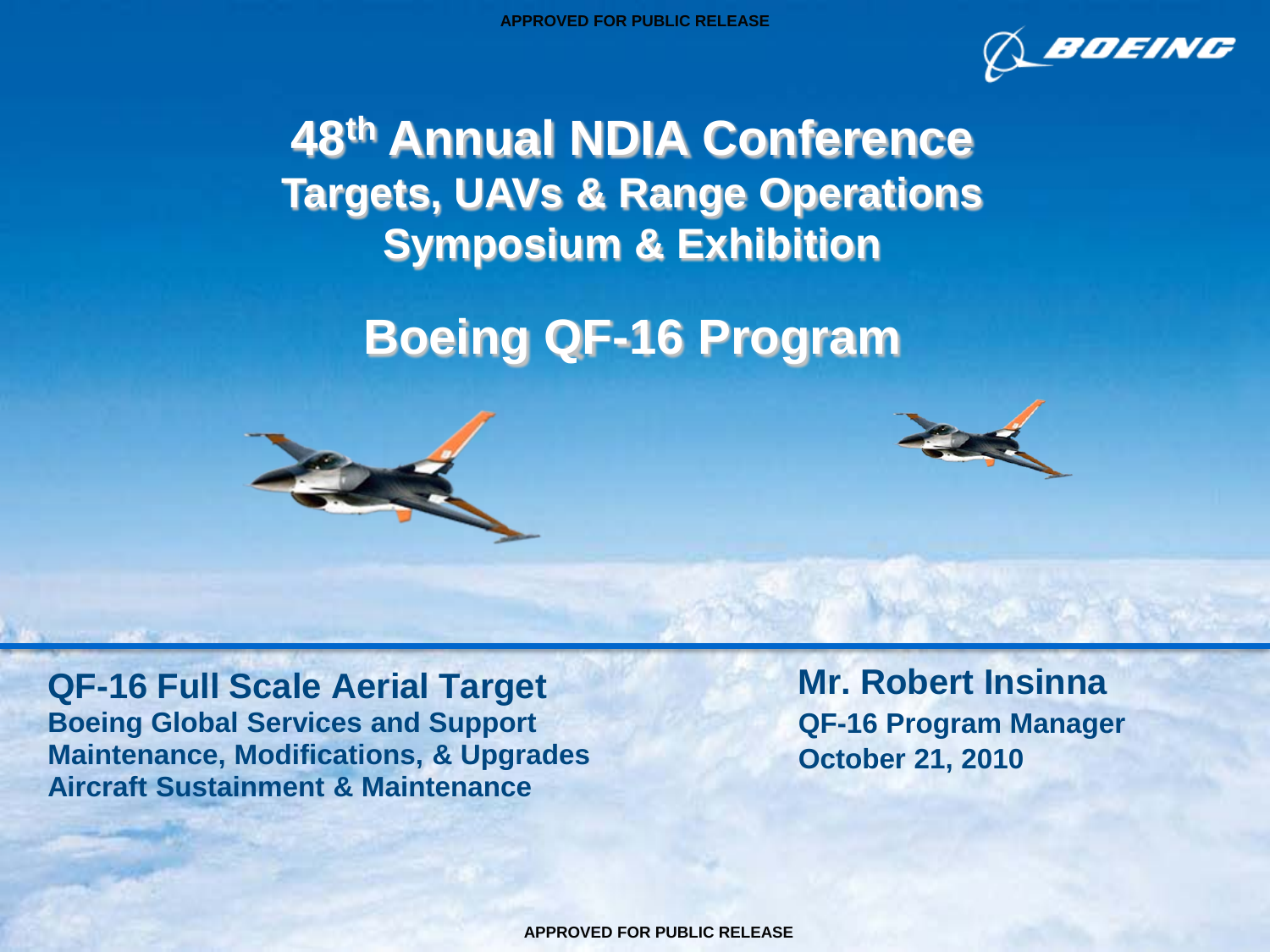# 48th Annual NDIA Conference

## Targets, UAVs & Range Operations Symposium & Exhibition

# Boeing QF-16 Program

**QF-16 Full Scale Aerial Target**
**Boeing Global Services and Support**
**Maintenance, Modifications, & Upgrades**
**Aircraft Sustainment & Maintenance**

**Mr. Robert Insinna**
**QF-16 Program Manager**
**October 21, 2010**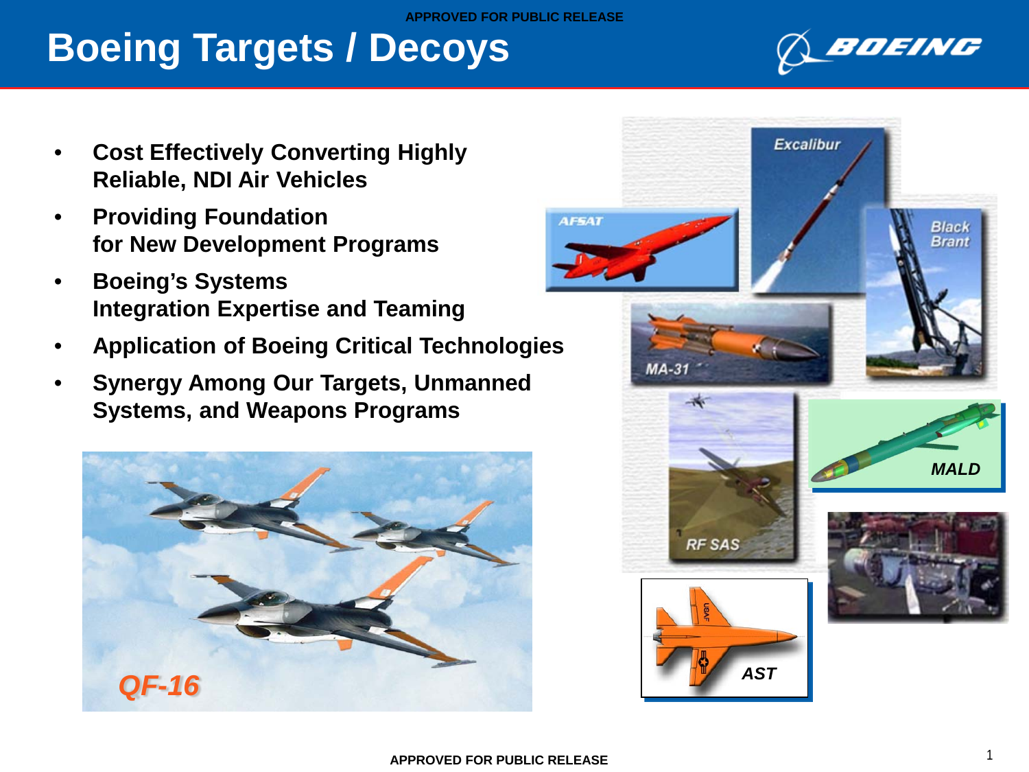# Boeing Targets / Decoys

- **Cost Effectively Converting Highly Reliable, NDI Air Vehicles**
- **Providing Foundation for New Development Programs**
- **Boeing's Systems Integration Expertise and Teaming**
- **Application of Boeing Critical Technologies**
- **Synergy Among Our Targets, Unmanned Systems, and Weapons Programs**

QF-16

Excalibur

AFSAT

Black Brant

MA-31

RF SAS

MALD

AST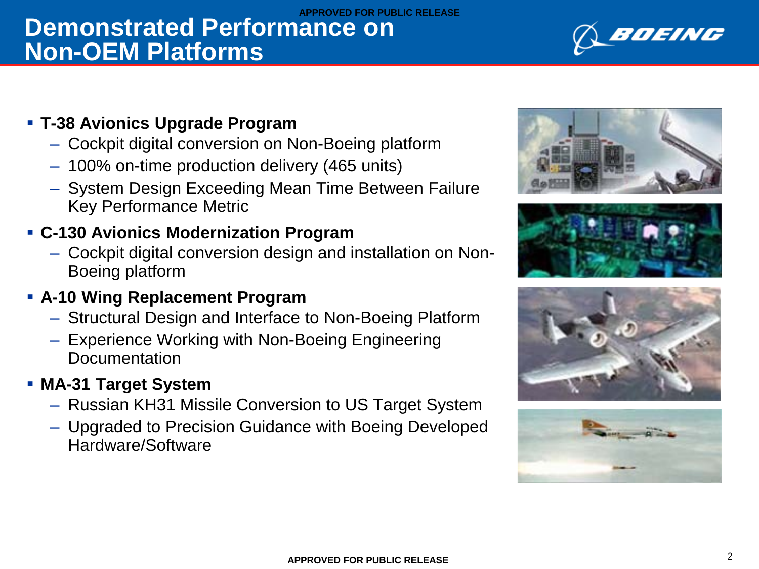# Demonstrated Performance on Non-OEM Platforms

- **T-38 Avionics Upgrade Program**
  - Cockpit digital conversion on Non-Boeing platform
  - 100% on-time production delivery (465 units)
  - System Design Exceeding Mean Time Between Failure Key Performance Metric
- **C-130 Avionics Modernization Program**
  - Cockpit digital conversion design and installation on Non-Boeing platform
- **A-10 Wing Replacement Program**
  - Structural Design and Interface to Non-Boeing Platform
  - Experience Working with Non-Boeing Engineering Documentation
- **MA-31 Target System**
  - Russian KH31 Missile Conversion to US Target System
  - Upgraded to Precision Guidance with Boeing Developed Hardware/Software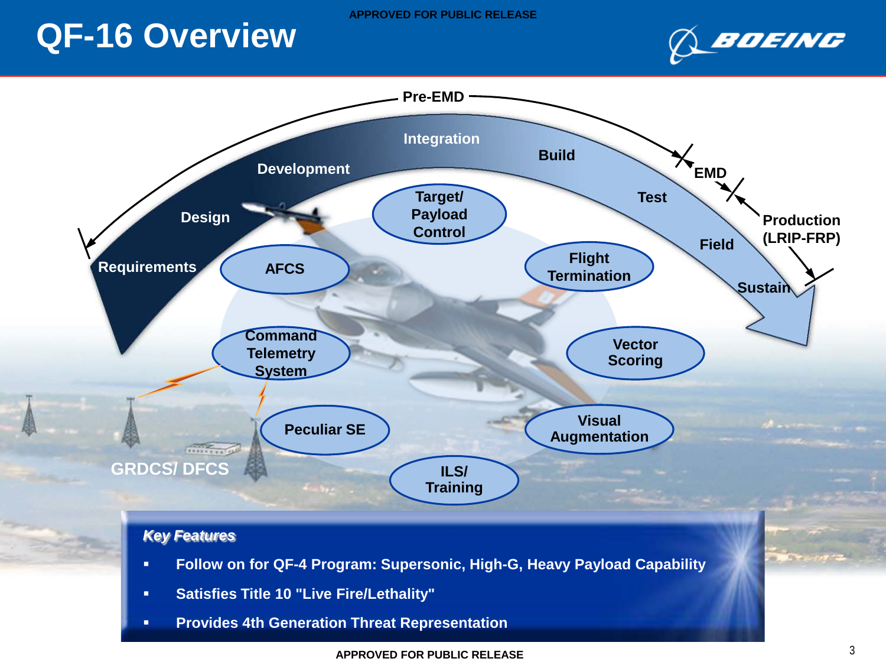# QF-16 Overview

Pre-EMD

EMD

Production (LRIP-FRP)

Requirements

Design

Development

Integration

Build

Test

Field

Sustain

Target/ Payload Control

AFCS

Flight Termination

Command Telemetry System

Vector Scoring

Peculiar SE

Visual Augmentation

ILS/ Training

GRDCS/ DFCS

***Key Features***

- **Follow on for QF-4 Program: Supersonic, High-G, Heavy Payload Capability**
- **Satisfies Title 10 "Live Fire/Lethality"**
- **Provides 4th Generation Threat Representation**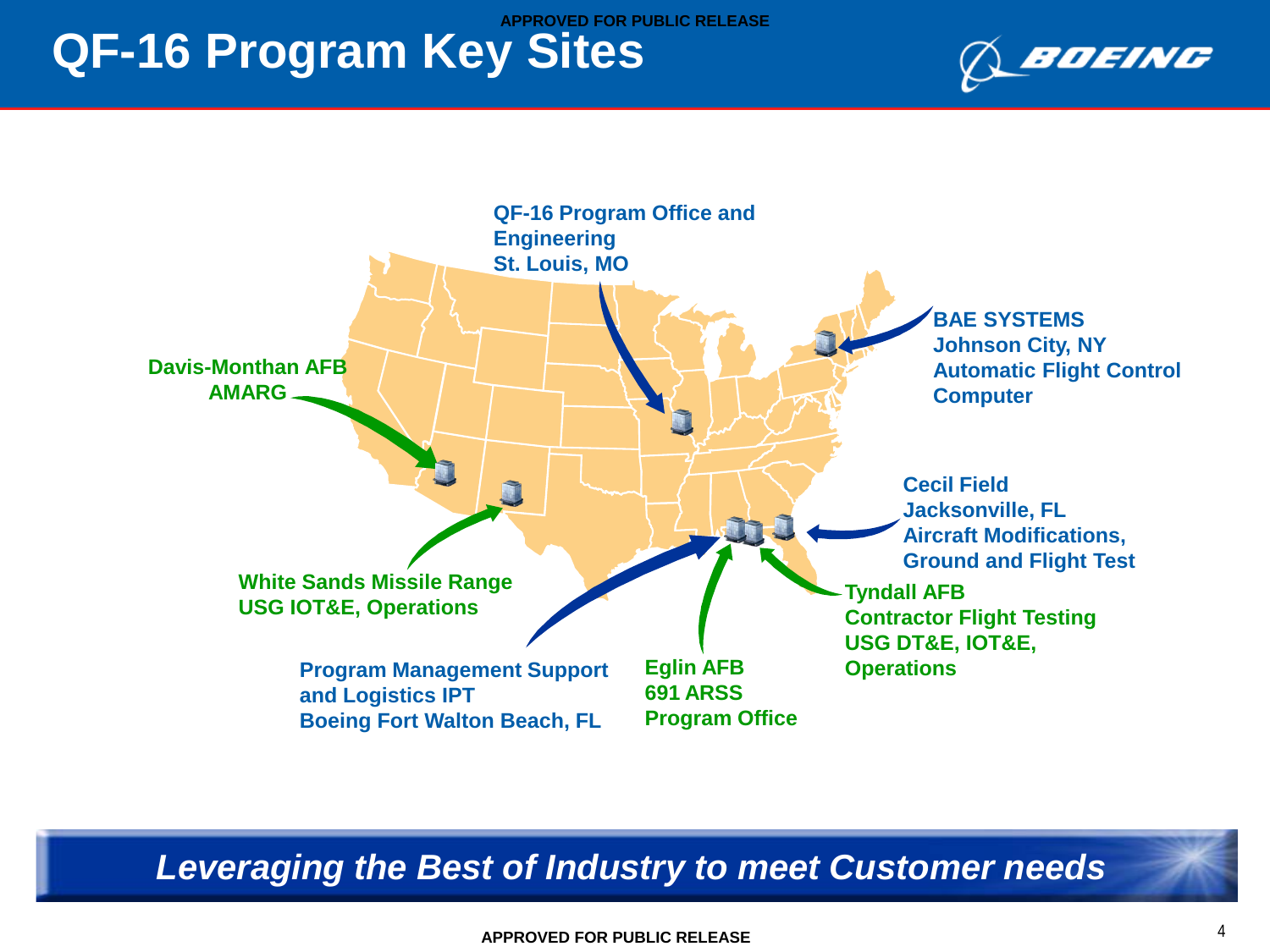# QF-16 Program Key Sites

QF-16 Program Office and Engineering
St. Louis, MO

BAE SYSTEMS
Johnson City, NY
Automatic Flight Control Computer

Davis-Monthan AFB
AMARG

Cecil Field
Jacksonville, FL
Aircraft Modifications, Ground and Flight Test

White Sands Missile Range
USG IOT&E, Operations

Tyndall AFB
Contractor Flight Testing
USG DT&E, IOT&E, Operations

Program Management Support and Logistics IPT
Boeing Fort Walton Beach, FL

Eglin AFB
691 ARSS
Program Office

*Leveraging the Best of Industry to meet Customer needs*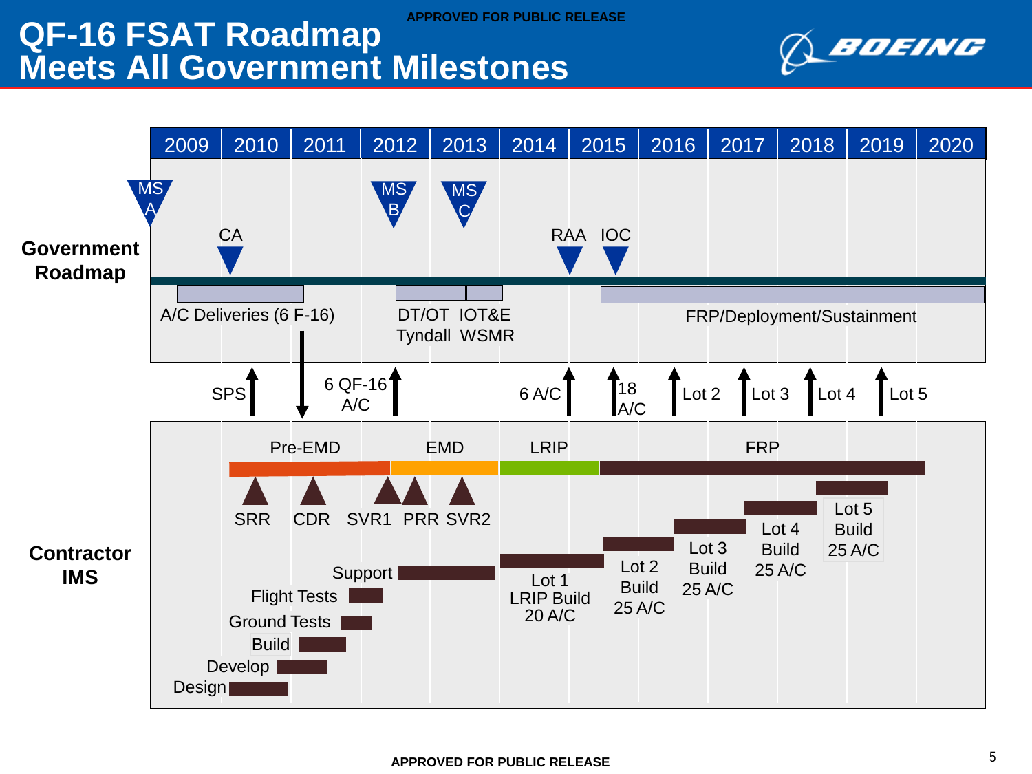# QF-16 FSAT Roadmap Meets All Government Milestones

APPROVED FOR PUBLIC RELEASE

BOEING

2009 2010 2011 2012 2013 2014 2015 2016 2017 2018 2019 2020

**Government Roadmap**

MS A

MS B

MS C

CA

RAA

IOC

A/C Deliveries (6 F-16)

DT/OT Tyndall

IOT&E WSMR

FRP/Deployment/Sustainment

SPS

6 QF-16 A/C

6 A/C

18 A/C

Lot 2

Lot 3

Lot 4

Lot 5

**Contractor IMS**

Pre-EMD

EMD

LRIP

FRP

SRR

CDR

SVR1

PRR

SVR2

Support

Flight Tests

Ground Tests

Build

Develop

Design

Lot 1 LRIP Build 20 A/C

Lot 2 Build 25 A/C

Lot 3 Build 25 A/C

Lot 4 Build 25 A/C

Lot 5 Build 25 A/C

APPROVED FOR PUBLIC RELEASE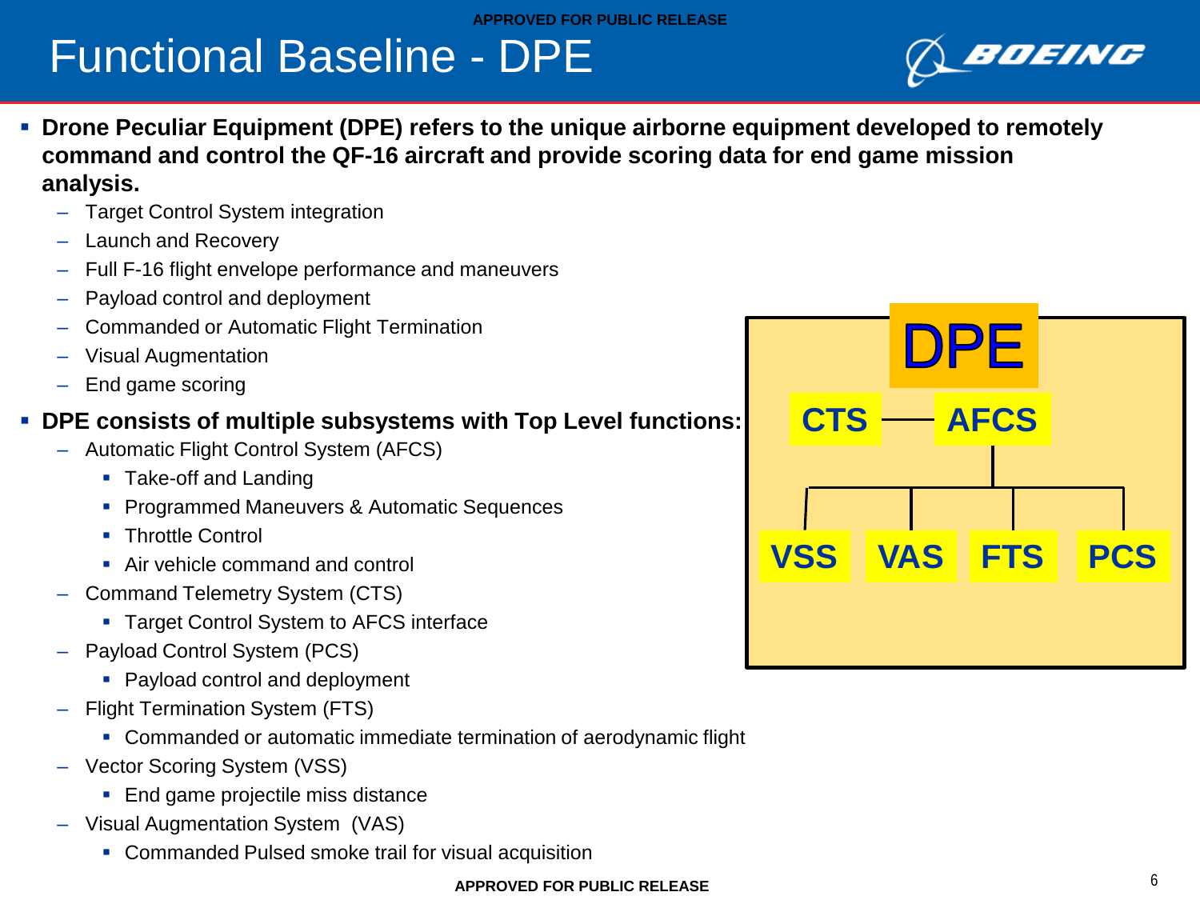# Functional Baseline - DPE

- **Drone Peculiar Equipment (DPE) refers to the unique airborne equipment developed to remotely command and control the QF-16 aircraft and provide scoring data for end game mission analysis.**
  - Target Control System integration
  - Launch and Recovery
  - Full F-16 flight envelope performance and maneuvers
  - Payload control and deployment
  - Commanded or Automatic Flight Termination
  - Visual Augmentation
  - End game scoring
- **DPE consists of multiple subsystems with Top Level functions:**
  - Automatic Flight Control System (AFCS)
    - Take-off and Landing
    - Programmed Maneuvers & Automatic Sequences
    - Throttle Control
    - Air vehicle command and control
  - Command Telemetry System (CTS)
    - Target Control System to AFCS interface
  - Payload Control System (PCS)
    - Payload control and deployment
  - Flight Termination System (FTS)
    - Commanded or automatic immediate termination of aerodynamic flight
  - Vector Scoring System (VSS)
    - End game projectile miss distance
  - Visual Augmentation System (VAS)
    - Commanded Pulsed smoke trail for visual acquisition

DPE

CTS

AFCS

VSS

VAS

FTS

PCS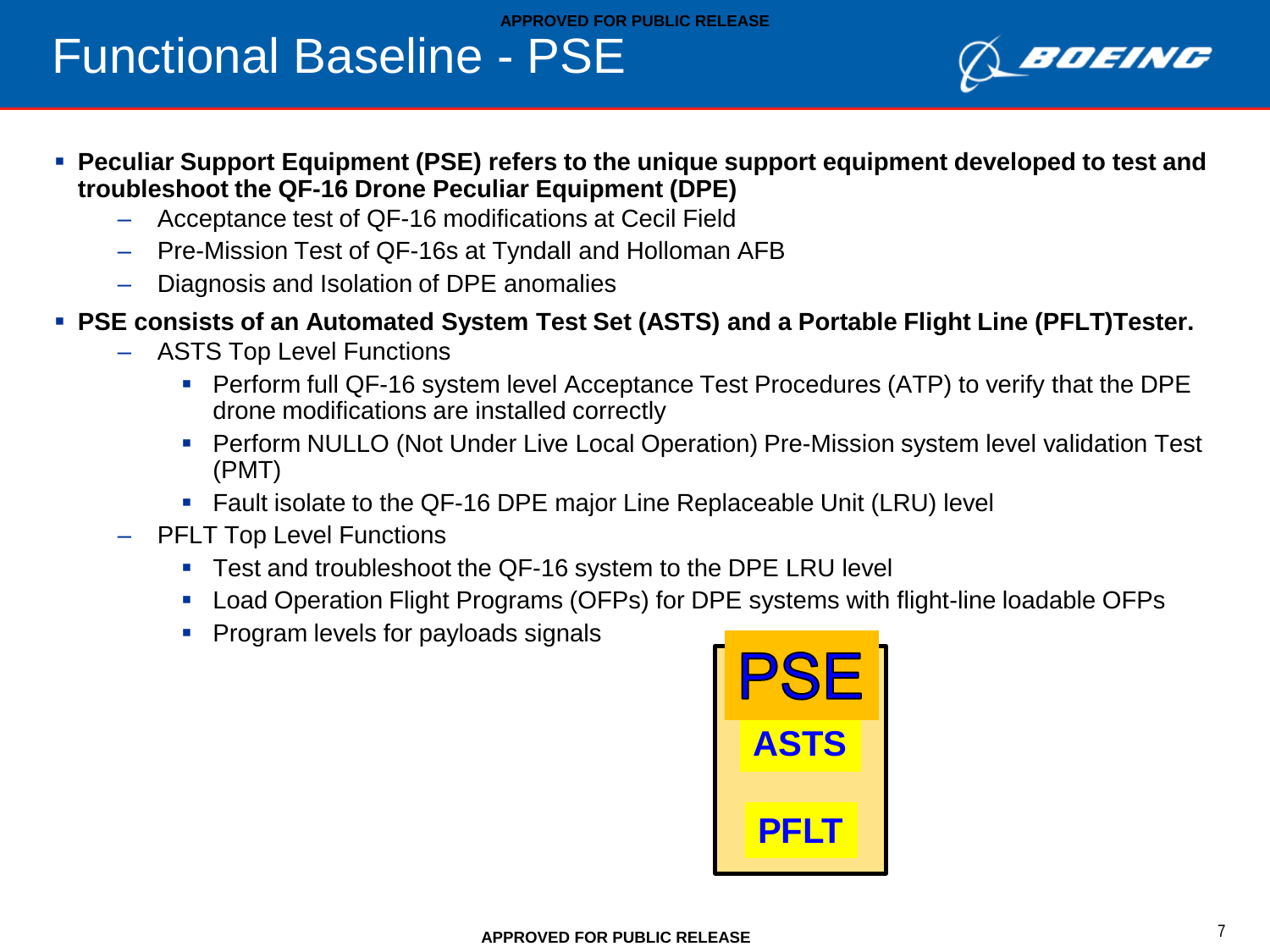# Functional Baseline - PSE

- **Peculiar Support Equipment (PSE) refers to the unique support equipment developed to test and troubleshoot the QF-16 Drone Peculiar Equipment (DPE)**
  - Acceptance test of QF-16 modifications at Cecil Field
  - Pre-Mission Test of QF-16s at Tyndall and Holloman AFB
  - Diagnosis and Isolation of DPE anomalies
- **PSE consists of an Automated System Test Set (ASTS) and a Portable Flight Line (PFLT)Tester.**
  - ASTS Top Level Functions
    - Perform full QF-16 system level Acceptance Test Procedures (ATP) to verify that the DPE drone modifications are installed correctly
    - Perform NULLO (Not Under Live Local Operation) Pre-Mission system level validation Test (PMT)
    - Fault isolate to the QF-16 DPE major Line Replaceable Unit (LRU) level
  - PFLT Top Level Functions
    - Test and troubleshoot the QF-16 system to the DPE LRU level
    - Load Operation Flight Programs (OFPs) for DPE systems with flight-line loadable OFPs
    - Program levels for payloads signals

PSE

ASTS

PFLT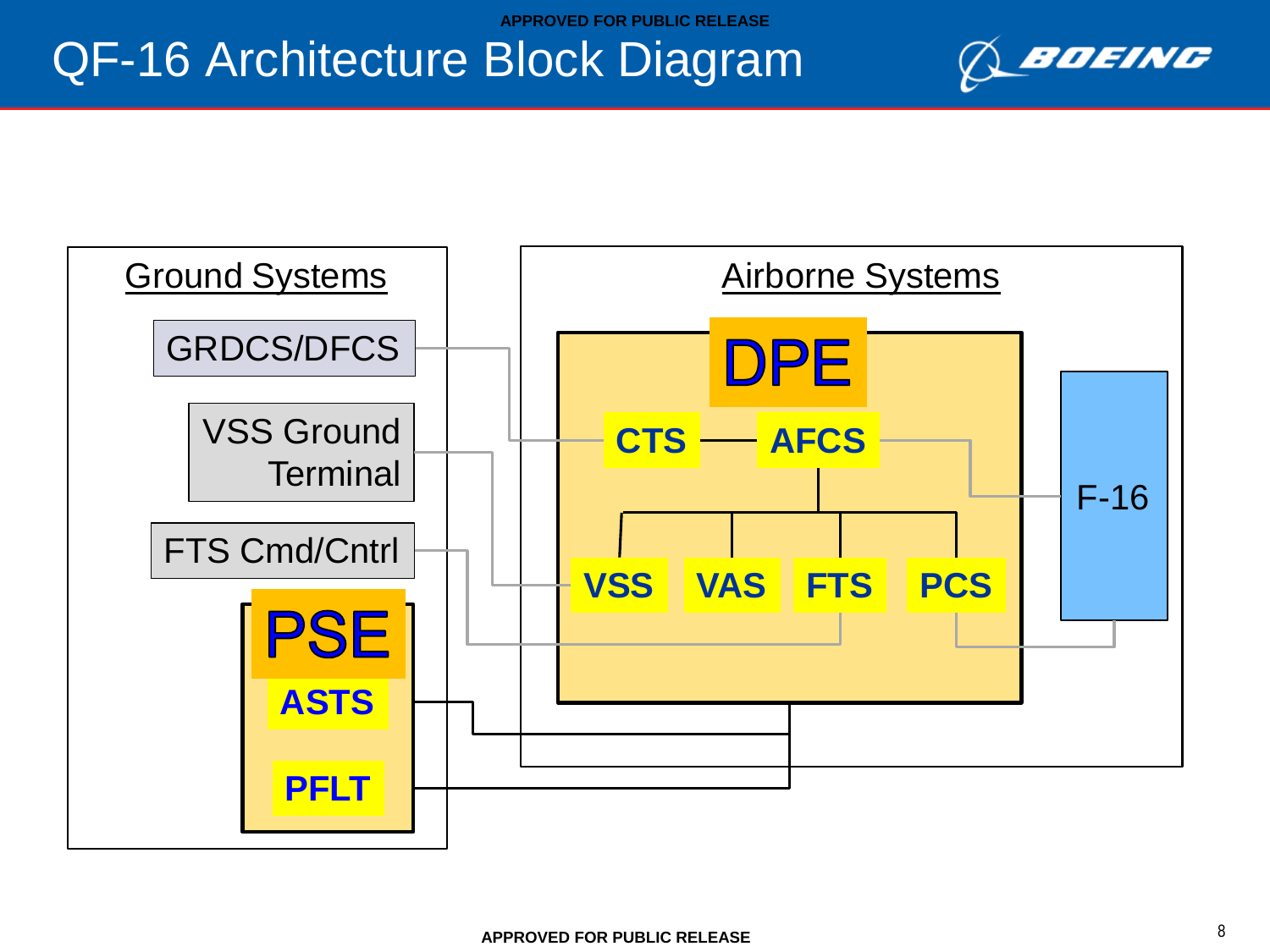# QF-16 Architecture Block Diagram

Ground Systems

GRDCS/DFCS

VSS Ground Terminal

FTS Cmd/Cntrl

PSE

ASTS

PFLT

Airborne Systems

DPE

CTS

AFCS

VSS

VAS

FTS

PCS

F-16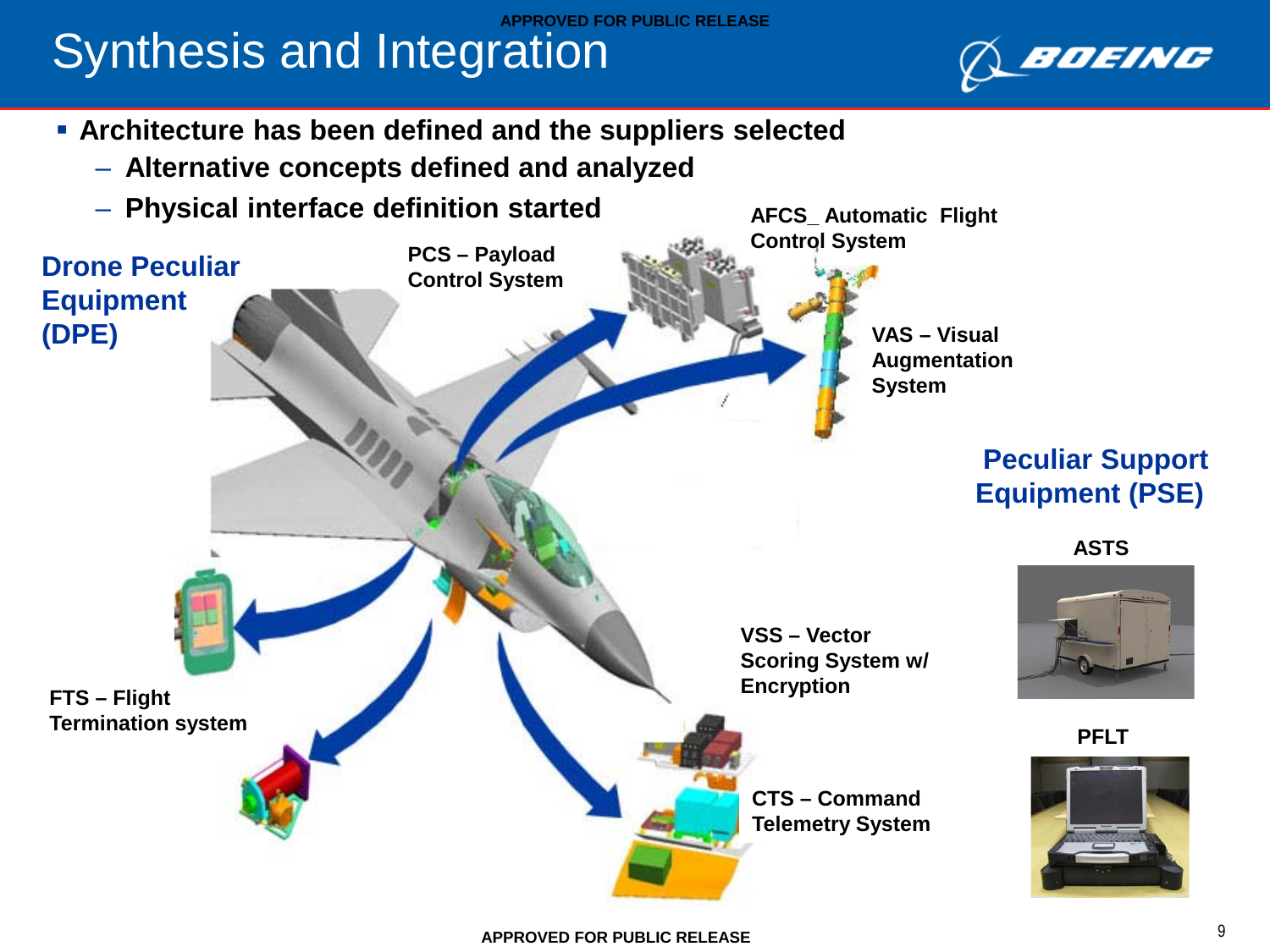# Synthesis and Integration

- **Architecture has been defined and the suppliers selected**
  - **Alternative concepts defined and analyzed**
  - **Physical interface definition started**

**Drone Peculiar Equipment (DPE)**

**PCS – Payload Control System**

**AFCS_ Automatic Flight Control System**

**VAS – Visual Augmentation System**

**Peculiar Support Equipment (PSE)**

**ASTS**

**PFLT**

**VSS – Vector Scoring System w/ Encryption**

**FTS – Flight Termination system**

**CTS – Command Telemetry System**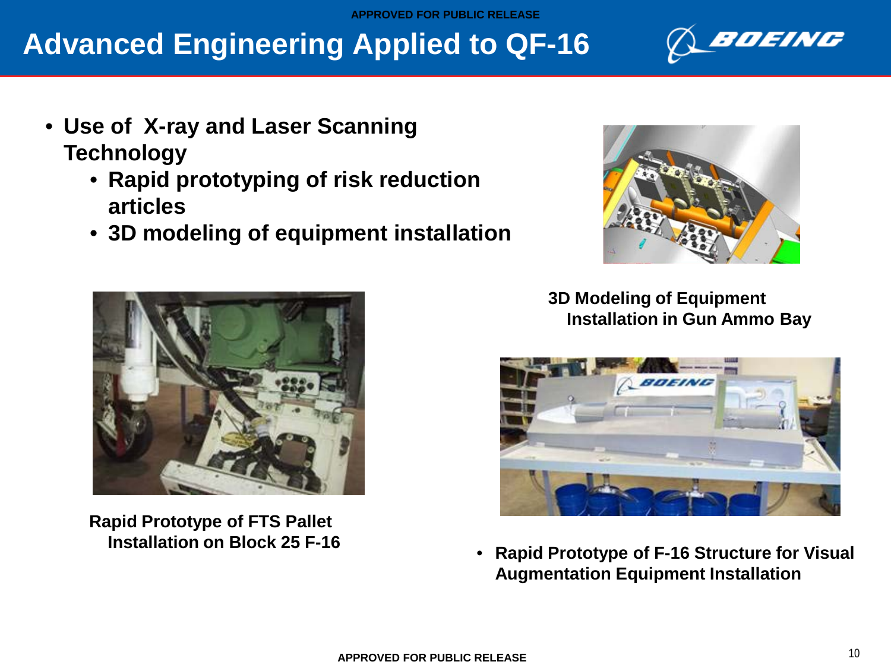# Advanced Engineering Applied to QF-16

- **Use of X-ray and Laser Scanning Technology**
  - **Rapid prototyping of risk reduction articles**
  - **3D modeling of equipment installation**

**3D Modeling of Equipment Installation in Gun Ammo Bay**

**Rapid Prototype of FTS Pallet Installation on Block 25 F-16**

- **Rapid Prototype of F-16 Structure for Visual Augmentation Equipment Installation**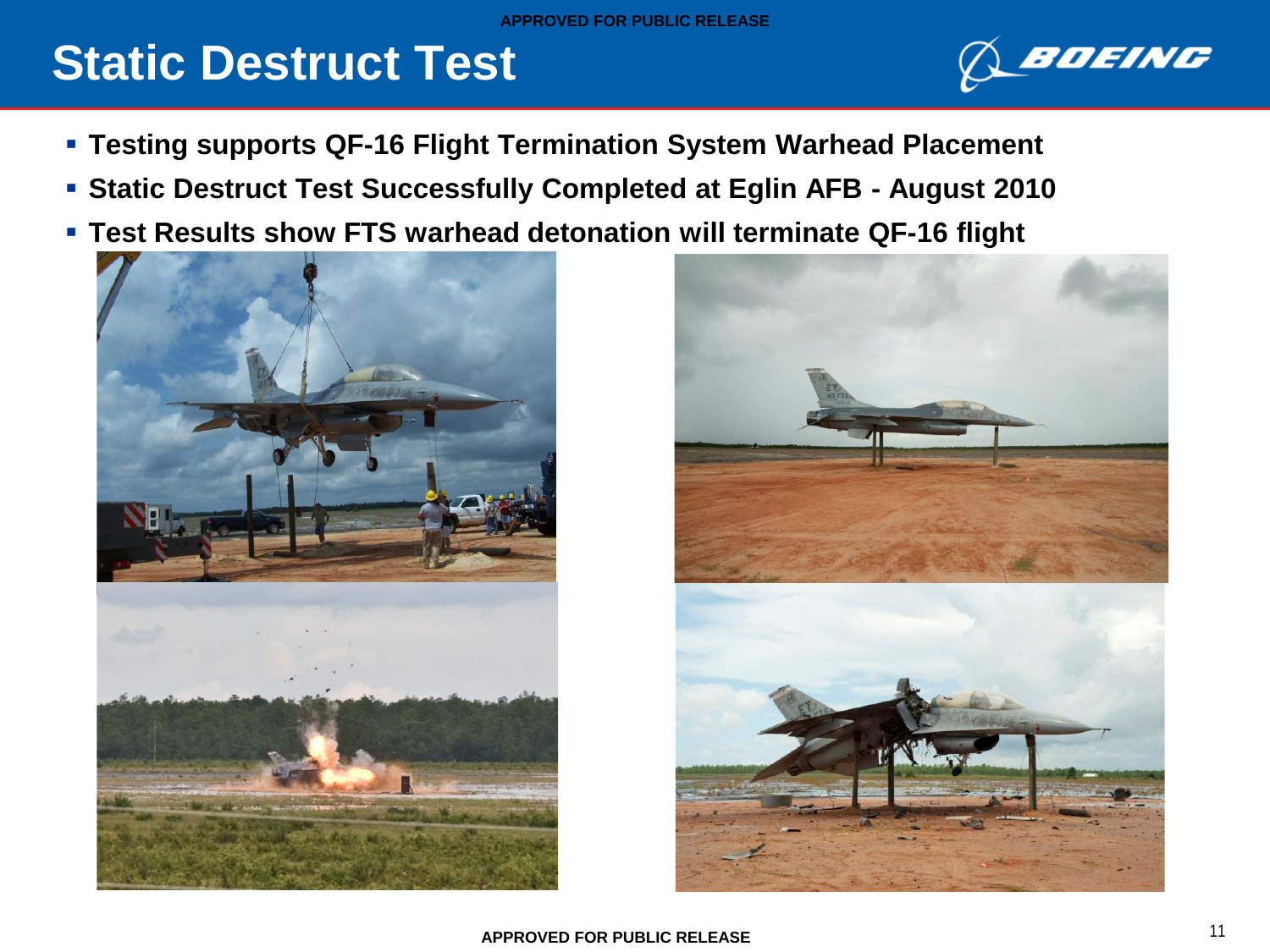# Static Destruct Test

- Testing supports QF-16 Flight Termination System Warhead Placement
- Static Destruct Test Successfully Completed at Eglin AFB - August 2010
- Test Results show FTS warhead detonation will terminate QF-16 flight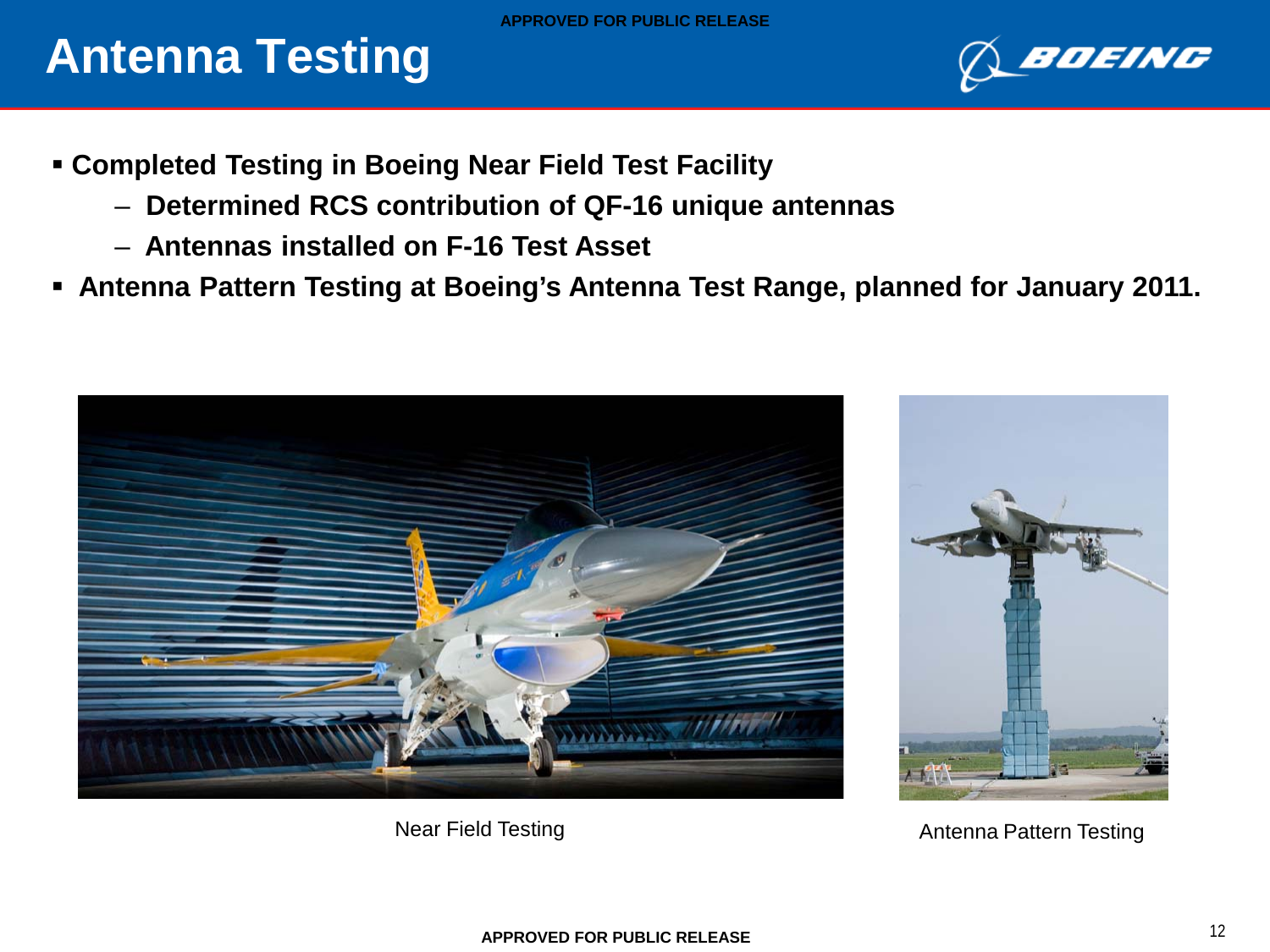# Antenna Testing

- Completed Testing in Boeing Near Field Test Facility
  - Determined RCS contribution of QF-16 unique antennas
  - Antennas installed on F-16 Test Asset
- Antenna Pattern Testing at Boeing's Antenna Test Range, planned for January 2011.

Near Field Testing

Antenna Pattern Testing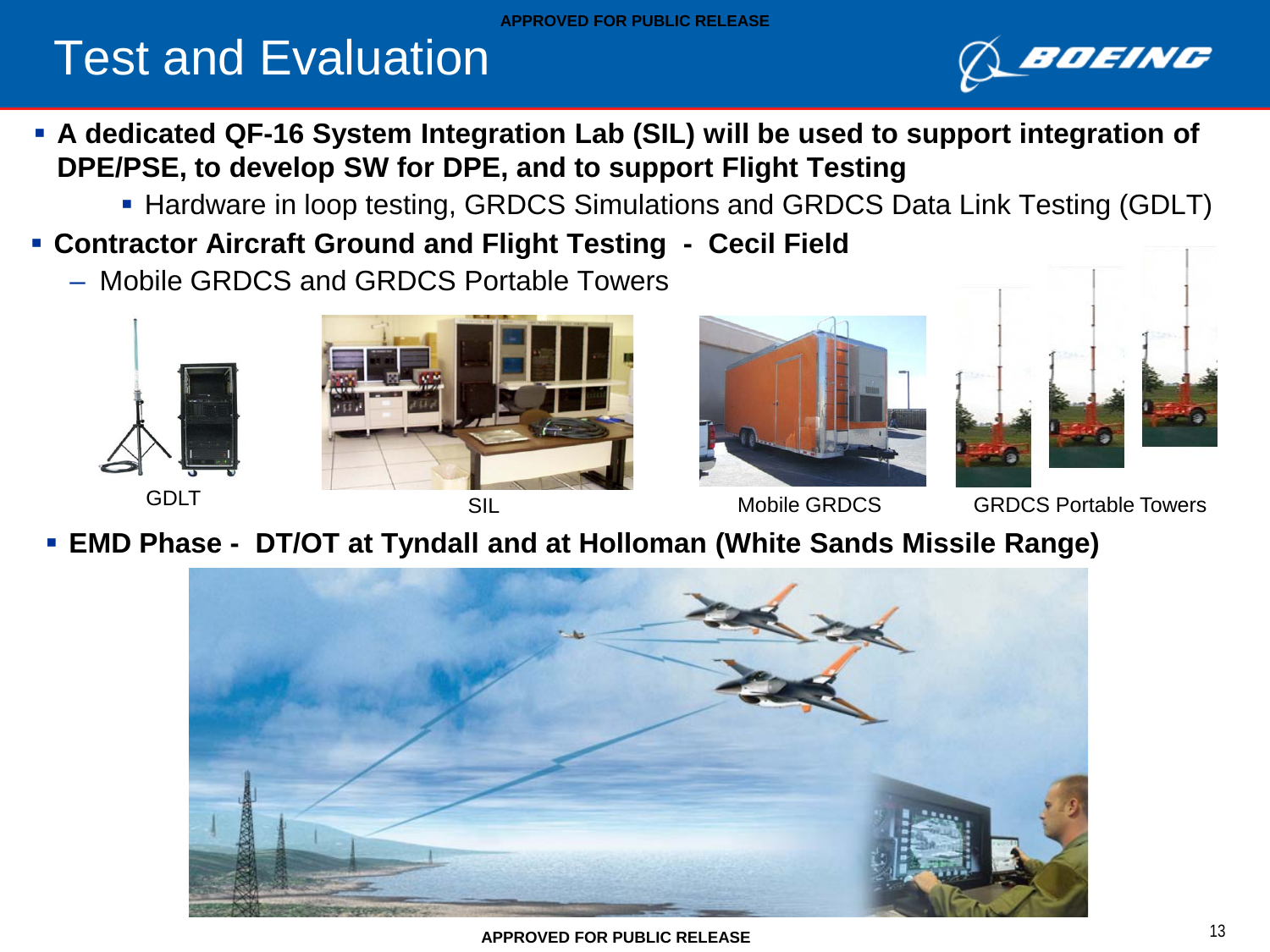# Test and Evaluation

- **A dedicated QF-16 System Integration Lab (SIL) will be used to support integration of DPE/PSE, to develop SW for DPE, and to support Flight Testing**
  - Hardware in loop testing, GRDCS Simulations and GRDCS Data Link Testing (GDLT)
- **Contractor Aircraft Ground and Flight Testing - Cecil Field**
  - Mobile GRDCS and GRDCS Portable Towers

GDLT

SIL

Mobile GRDCS

GRDCS Portable Towers

- **EMD Phase - DT/OT at Tyndall and at Holloman (White Sands Missile Range)**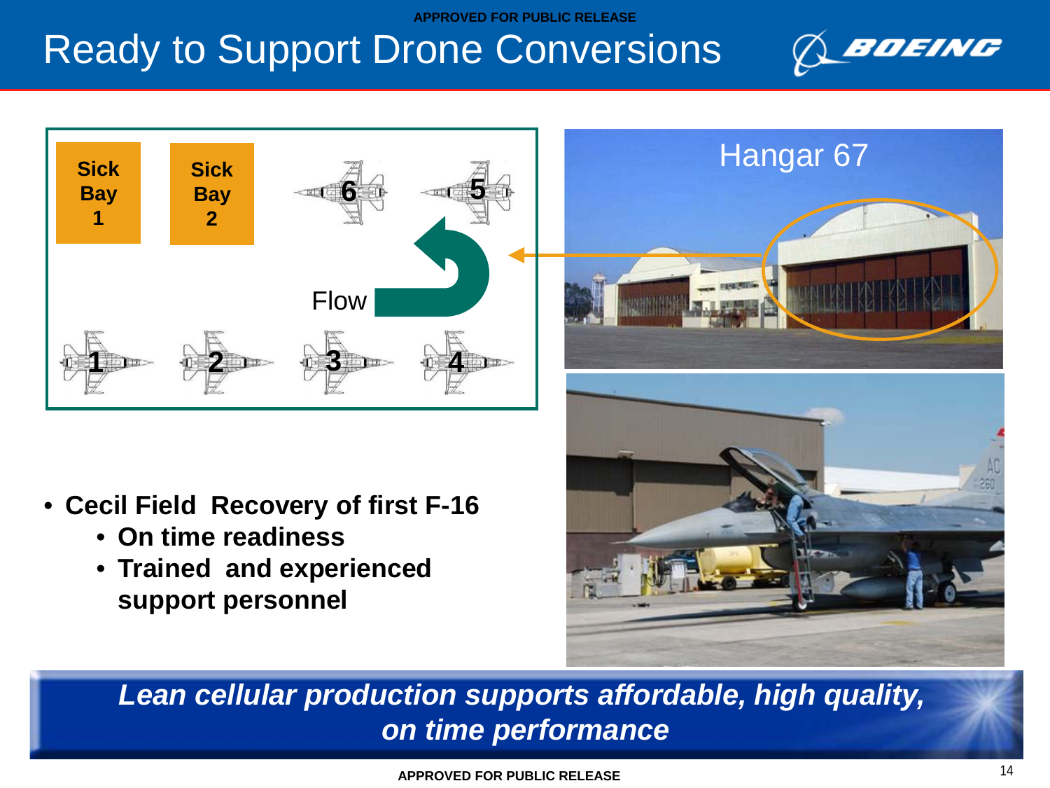# Ready to Support Drone Conversions

Sick Bay 1

Sick Bay 2

6

5

Flow

1

2

3

4

Hangar 67

- **Cecil Field Recovery of first F-16**
  - **On time readiness**
  - **Trained and experienced support personnel**

***Lean cellular production supports affordable, high quality, on time performance***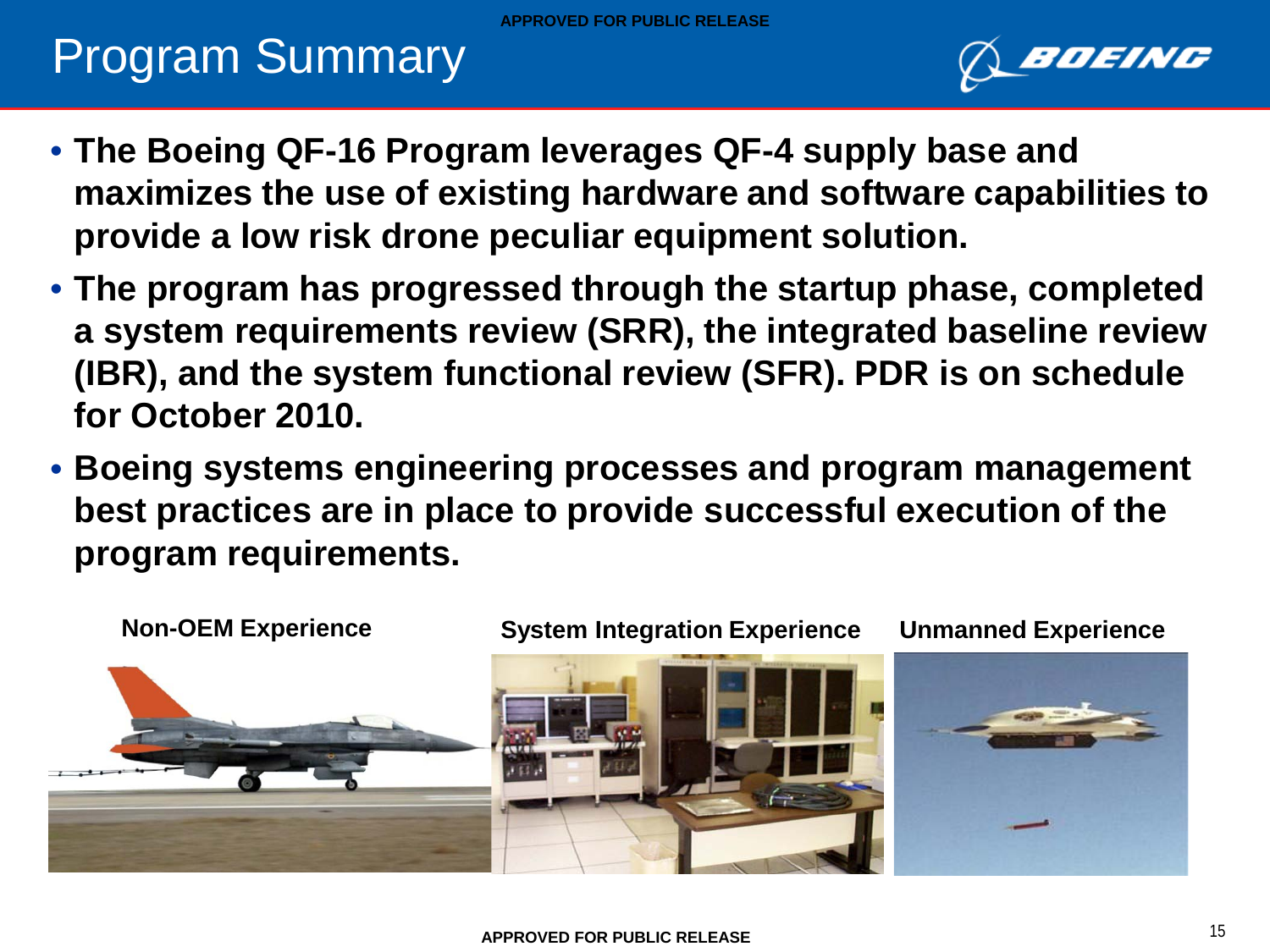# Program Summary

- **The Boeing QF-16 Program leverages QF-4 supply base and maximizes the use of existing hardware and software capabilities to provide a low risk drone peculiar equipment solution.**
- **The program has progressed through the startup phase, completed a system requirements review (SRR), the integrated baseline review (IBR), and the system functional review (SFR). PDR is on schedule for October 2010.**
- **Boeing systems engineering processes and program management best practices are in place to provide successful execution of the program requirements.**

**Non-OEM Experience**

**System Integration Experience**

**Unmanned Experience**